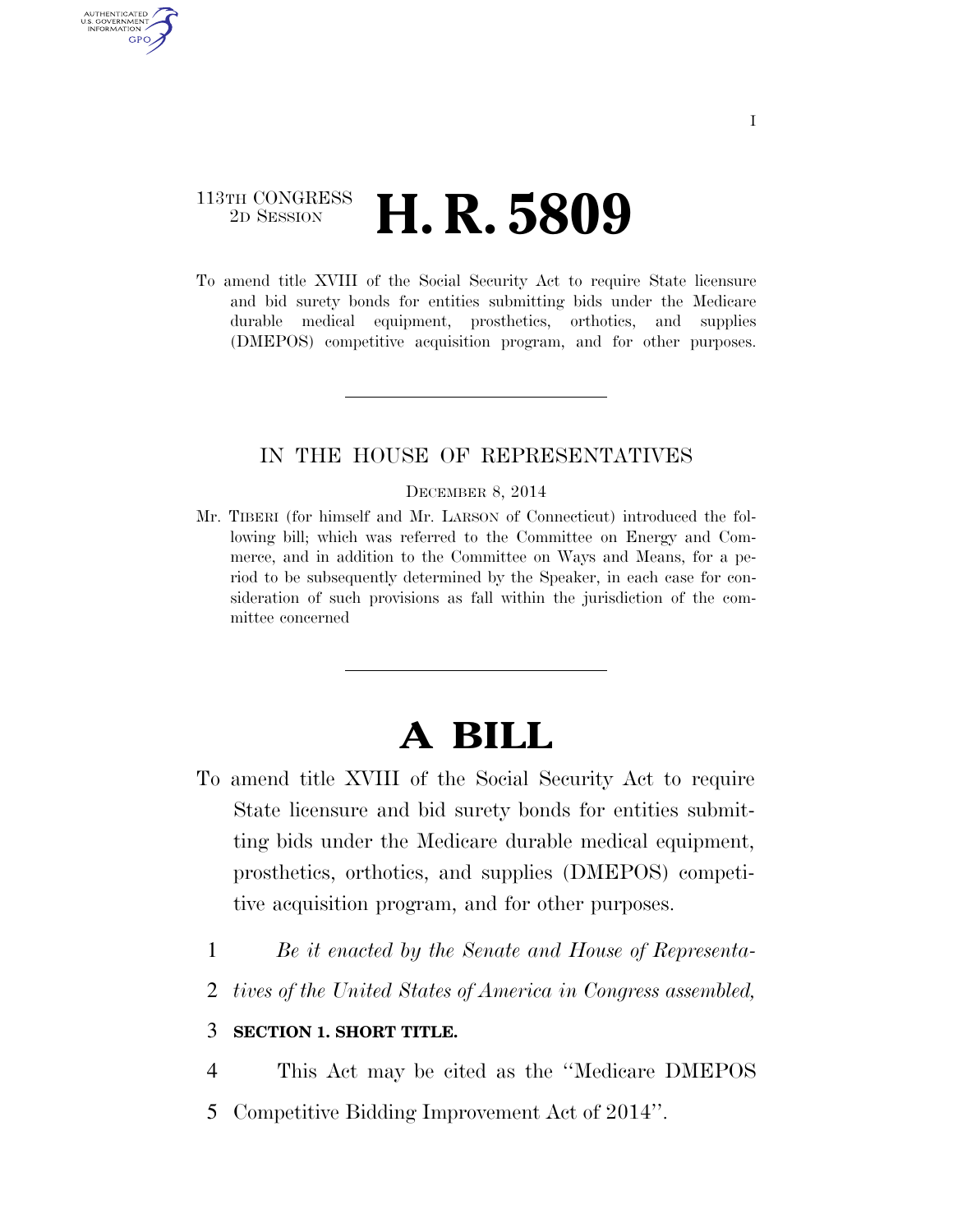113TH CONGRESS
2D SESSION

# H. R. 5809

To amend title XVIII of the Social Security Act to require State licensure and bid surety bonds for entities submitting bids under the Medicare durable medical equipment, prosthetics, orthotics, and supplies (DMEPOS) competitive acquisition program, and for other purposes.

---

IN THE HOUSE OF REPRESENTATIVES

DECEMBER 8, 2014

Mr. TIBERI (for himself and Mr. LARSON of Connecticut) introduced the following bill; which was referred to the Committee on Energy and Commerce, and in addition to the Committee on Ways and Means, for a period to be subsequently determined by the Speaker, in each case for consideration of such provisions as fall within the jurisdiction of the committee concerned

---

# A BILL

To amend title XVIII of the Social Security Act to require State licensure and bid surety bonds for entities submitting bids under the Medicare durable medical equipment, prosthetics, orthotics, and supplies (DMEPOS) competitive acquisition program, and for other purposes.

1 *Be it enacted by the Senate and House of Representa-*
2 *tives of the United States of America in Congress assembled,*

3 **SECTION 1. SHORT TITLE.**

4 This Act may be cited as the ''Medicare DMEPOS
5 Competitive Bidding Improvement Act of 2014''.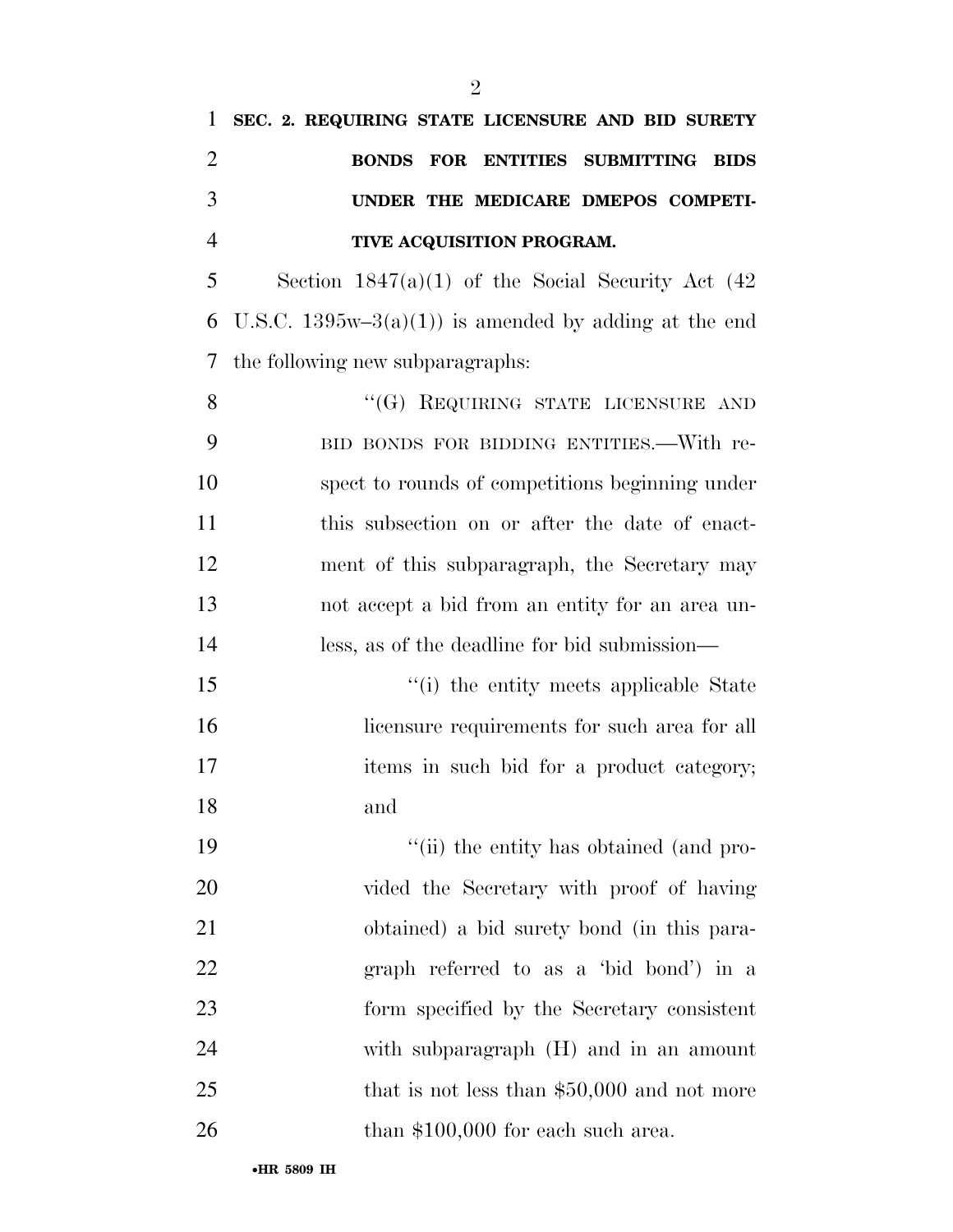**SEC. 2. REQUIRING STATE LICENSURE AND BID SURETY BONDS FOR ENTITIES SUBMITTING BIDS UNDER THE MEDICARE DMEPOS COMPETITIVE ACQUISITION PROGRAM.**

Section 1847(a)(1) of the Social Security Act (42 U.S.C. 1395w–3(a)(1)) is amended by adding at the end the following new subparagraphs:

"(G) REQUIRING STATE LICENSURE AND BID BONDS FOR BIDDING ENTITIES.—With respect to rounds of competitions beginning under this subsection on or after the date of enactment of this subparagraph, the Secretary may not accept a bid from an entity for an area unless, as of the deadline for bid submission—

"(i) the entity meets applicable State licensure requirements for such area for all items in such bid for a product category; and

"(ii) the entity has obtained (and provided the Secretary with proof of having obtained) a bid surety bond (in this paragraph referred to as a 'bid bond') in a form specified by the Secretary consistent with subparagraph (H) and in an amount that is not less than $50,000 and not more than $100,000 for each such area.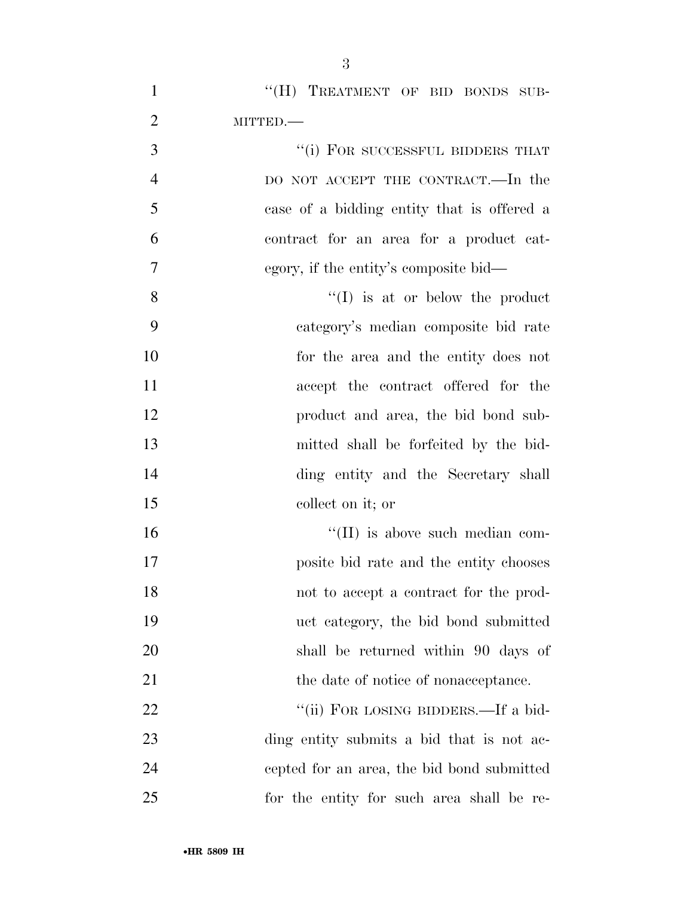"(H) TREATMENT OF BID BONDS SUBMITTED.—

"(i) FOR SUCCESSFUL BIDDERS THAT DO NOT ACCEPT THE CONTRACT.—In the case of a bidding entity that is offered a contract for an area for a product category, if the entity's composite bid—

"(I) is at or below the product category's median composite bid rate for the area and the entity does not accept the contract offered for the product and area, the bid bond submitted shall be forfeited by the bidding entity and the Secretary shall collect on it; or

"(II) is above such median composite bid rate and the entity chooses not to accept a contract for the product category, the bid bond submitted shall be returned within 90 days of the date of notice of nonacceptance.

"(ii) FOR LOSING BIDDERS.—If a bidding entity submits a bid that is not accepted for an area, the bid bond submitted for the entity for such area shall be re-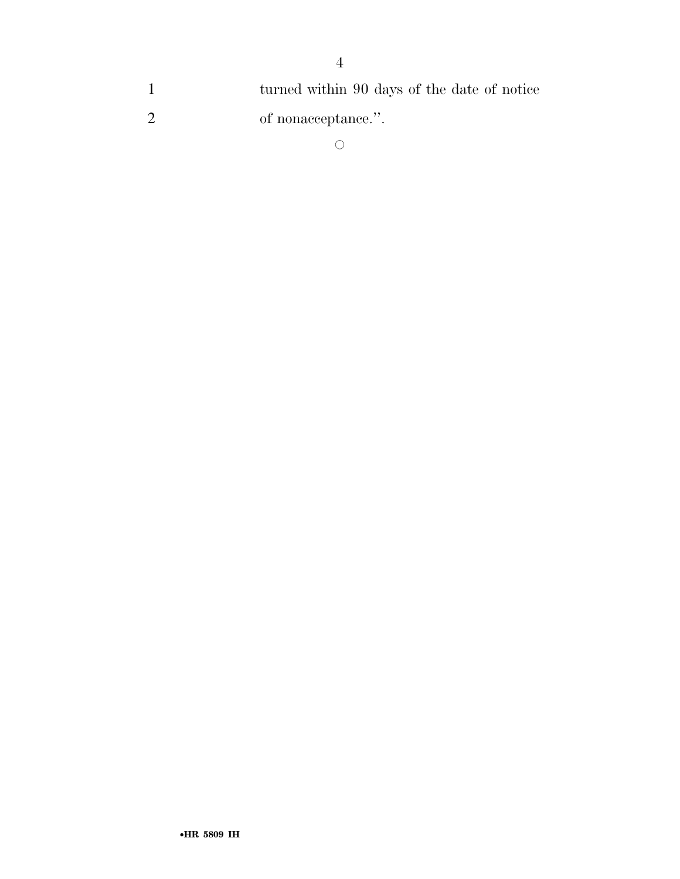turned within 90 days of the date of notice of nonacceptance.''.